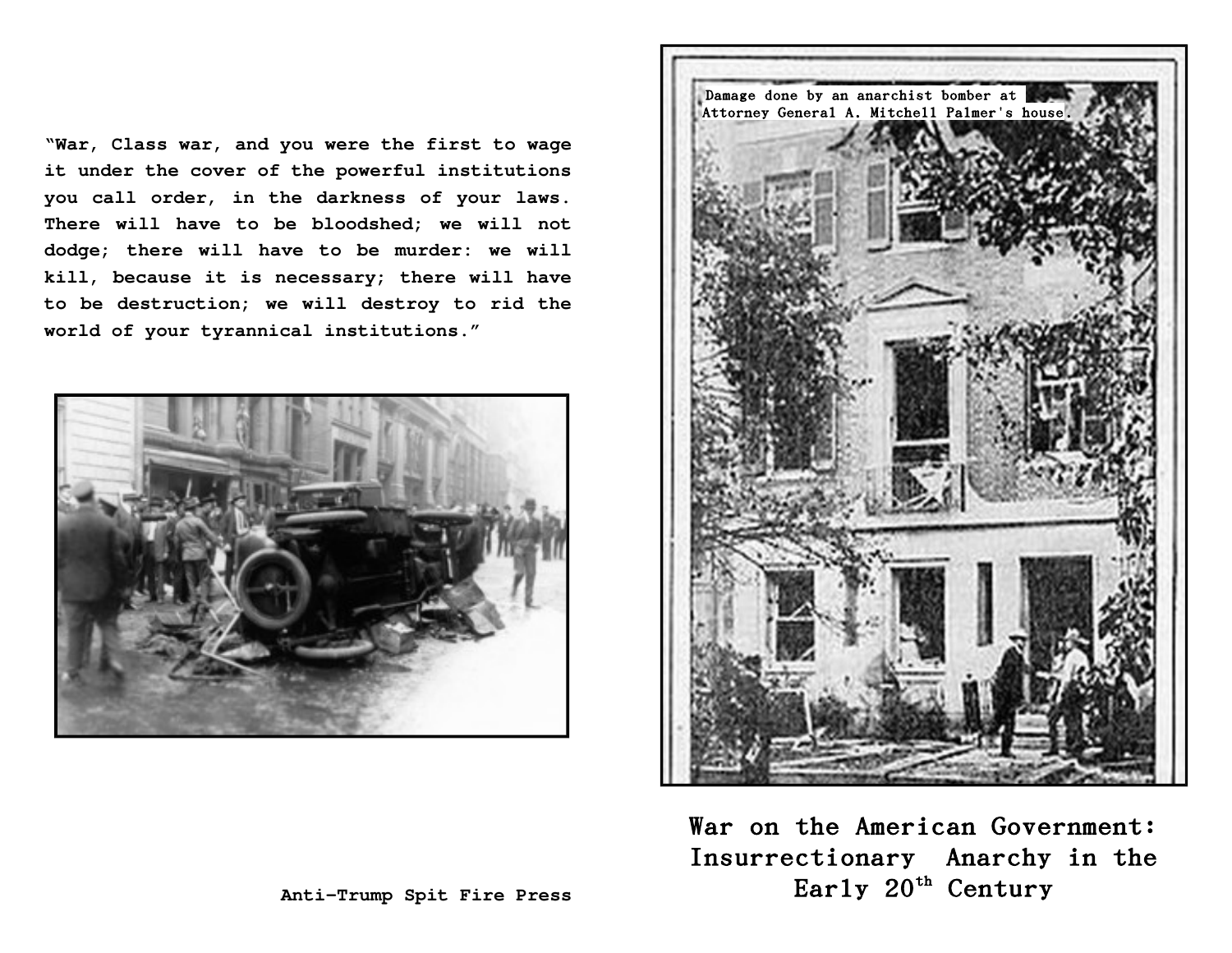"War, Class war, and you were the first to wage it under the cover of the powerful institutions you call order, in the darkness of your laws. There will have to be bloodshed; we will not dodge; there will have to be murder: we will kill, because it is necessary; there will have to be destruction; we will destroy to rid the world of your tyrannical institutions."

Anti-Trump Spit Fire Press

Damage done by an anarchist bomber at Attorney General A. Mitchell Palmer's house.

# War on the American Government: Insurrectionary Anarchy in the Early 20th Century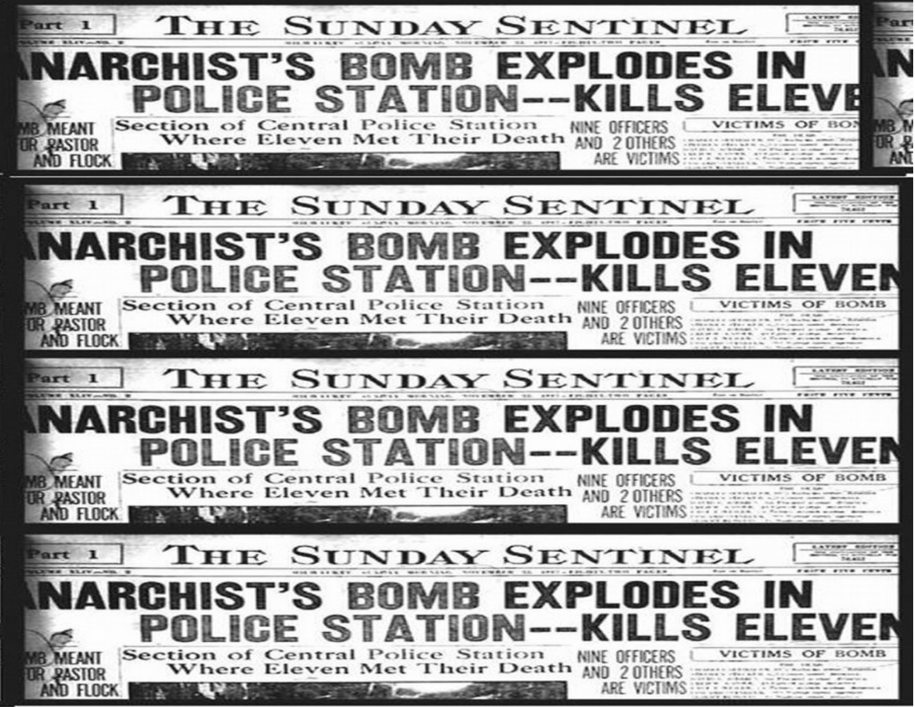Part 1

# THE SUNDAY SENTINEL

# ANARCHIST'S BOMB EXPLODES IN POLICE STATION--KILLS ELEVEN

MB MEANT FOR PASTOR AND FLOCK

Section of Central Police Station Where Eleven Met Their Death

NINE OFFICERS AND 2 OTHERS ARE VICTIMS

VICTIMS OF BOMB

Part 1

# THE SUNDAY SENTINEL

# ANARCHIST'S BOMB EXPLODES IN POLICE STATION--KILLS ELEVEN

MB MEANT FOR PASTOR AND FLOCK

Section of Central Police Station Where Eleven Met Their Death

NINE OFFICERS AND 2 OTHERS ARE VICTIMS

VICTIMS OF BOMB

Part 1

# THE SUNDAY SENTINEL

# ANARCHIST'S BOMB EXPLODES IN POLICE STATION--KILLS ELEVEN

MB MEANT FOR PASTOR AND FLOCK

Section of Central Police Station Where Eleven Met Their Death

NINE OFFICERS AND 2 OTHERS ARE VICTIMS

VICTIMS OF BOMB

Part 1

# THE SUNDAY SENTINEL

# ANARCHIST'S BOMB EXPLODES IN POLICE STATION--KILLS ELEVEN

MB MEANT FOR PASTOR AND FLOCK

Section of Central Police Station Where Eleven Met Their Death

NINE OFFICERS AND 2 OTHERS ARE VICTIMS

VICTIMS OF BOMB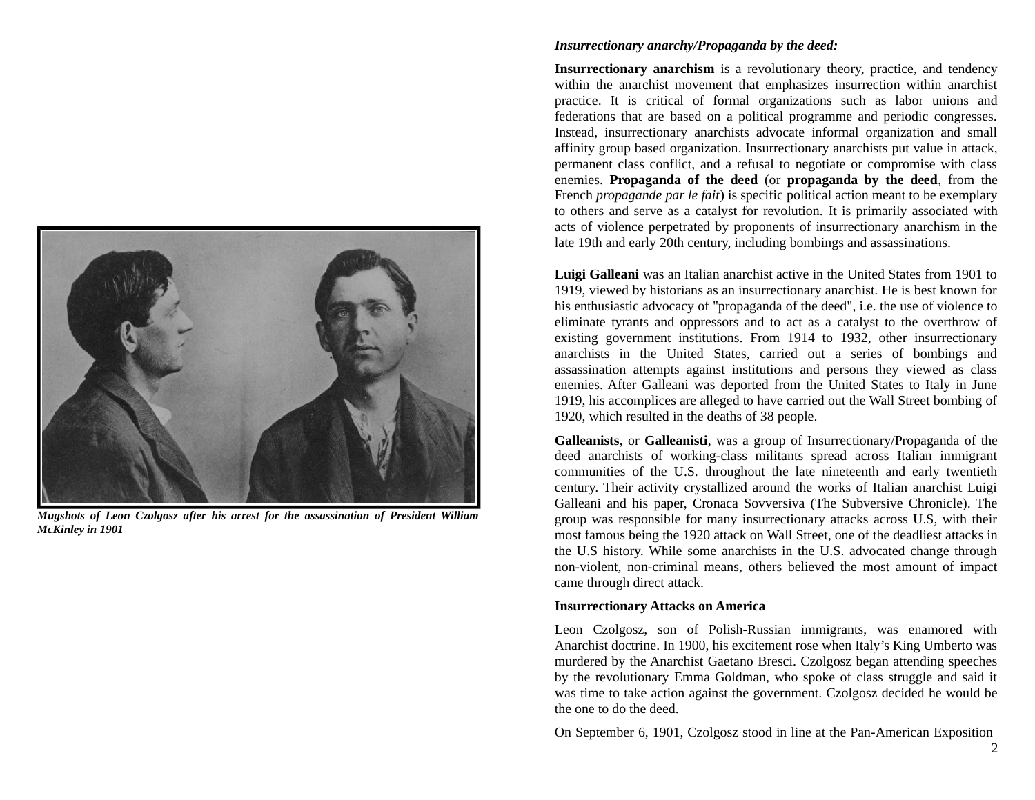Mugshots of Leon Czolgosz after his arrest for the assassination of President William McKinley in 1901

***Insurrectionary anarchy/Propaganda by the deed:***

**Insurrectionary anarchism** is a revolutionary theory, practice, and tendency within the anarchist movement that emphasizes insurrection within anarchist practice. It is critical of formal organizations such as labor unions and federations that are based on a political programme and periodic congresses. Instead, insurrectionary anarchists advocate informal organization and small affinity group based organization. Insurrectionary anarchists put value in attack, permanent class conflict, and a refusal to negotiate or compromise with class enemies. **Propaganda of the deed** (or **propaganda by the deed**, from the French *propagande par le fait*) is specific political action meant to be exemplary to others and serve as a catalyst for revolution. It is primarily associated with acts of violence perpetrated by proponents of insurrectionary anarchism in the late 19th and early 20th century, including bombings and assassinations.

**Luigi Galleani** was an Italian anarchist active in the United States from 1901 to 1919, viewed by historians as an insurrectionary anarchist. He is best known for his enthusiastic advocacy of "propaganda of the deed", i.e. the use of violence to eliminate tyrants and oppressors and to act as a catalyst to the overthrow of existing government institutions. From 1914 to 1932, other insurrectionary anarchists in the United States, carried out a series of bombings and assassination attempts against institutions and persons they viewed as class enemies. After Galleani was deported from the United States to Italy in June 1919, his accomplices are alleged to have carried out the Wall Street bombing of 1920, which resulted in the deaths of 38 people.

**Galleanists**, or **Galleanisti**, was a group of Insurrectionary/Propaganda of the deed anarchists of working-class militants spread across Italian immigrant communities of the U.S. throughout the late nineteenth and early twentieth century. Their activity crystallized around the works of Italian anarchist Luigi Galleani and his paper, Cronaca Sovversiva (The Subversive Chronicle). The group was responsible for many insurrectionary attacks across U.S, with their most famous being the 1920 attack on Wall Street, one of the deadliest attacks in the U.S history. While some anarchists in the U.S. advocated change through non-violent, non-criminal means, others believed the most amount of impact came through direct attack.

**Insurrectionary Attacks on America**

Leon Czolgosz, son of Polish-Russian immigrants, was enamored with Anarchist doctrine. In 1900, his excitement rose when Italy's King Umberto was murdered by the Anarchist Gaetano Bresci. Czolgosz began attending speeches by the revolutionary Emma Goldman, who spoke of class struggle and said it was time to take action against the government. Czolgosz decided he would be the one to do the deed.

On September 6, 1901, Czolgosz stood in line at the Pan-American Exposition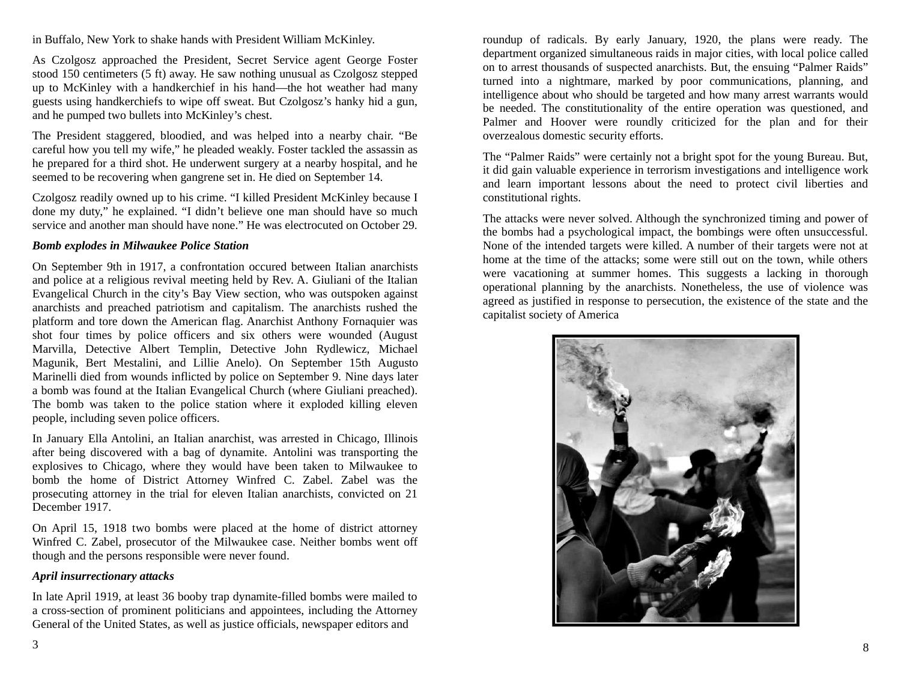in Buffalo, New York to shake hands with President William McKinley.

As Czolgosz approached the President, Secret Service agent George Foster stood 150 centimeters (5 ft) away. He saw nothing unusual as Czolgosz stepped up to McKinley with a handkerchief in his hand—the hot weather had many guests using handkerchiefs to wipe off sweat. But Czolgosz's hanky hid a gun, and he pumped two bullets into McKinley's chest.

The President staggered, bloodied, and was helped into a nearby chair. "Be careful how you tell my wife," he pleaded weakly. Foster tackled the assassin as he prepared for a third shot. He underwent surgery at a nearby hospital, and he seemed to be recovering when gangrene set in. He died on September 14.

Czolgosz readily owned up to his crime. "I killed President McKinley because I done my duty," he explained. "I didn't believe one man should have so much service and another man should have none." He was electrocuted on October 29.

***Bomb explodes in Milwaukee Police Station***

On September 9th in 1917, a confrontation occured between Italian anarchists and police at a religious revival meeting held by Rev. A. Giuliani of the Italian Evangelical Church in the city's Bay View section, who was outspoken against anarchists and preached patriotism and capitalism. The anarchists rushed the platform and tore down the American flag. Anarchist Anthony Fornaquier was shot four times by police officers and six others were wounded (August Marvilla, Detective Albert Templin, Detective John Rydlewicz, Michael Magunik, Bert Mestalini, and Lillie Anelo). On September 15th Augusto Marinelli died from wounds inflicted by police on September 9. Nine days later a bomb was found at the Italian Evangelical Church (where Giuliani preached). The bomb was taken to the police station where it exploded killing eleven people, including seven police officers.

In January Ella Antolini, an Italian anarchist, was arrested in Chicago, Illinois after being discovered with a bag of dynamite. Antolini was transporting the explosives to Chicago, where they would have been taken to Milwaukee to bomb the home of District Attorney Winfred C. Zabel. Zabel was the prosecuting attorney in the trial for eleven Italian anarchists, convicted on 21 December 1917.

On April 15, 1918 two bombs were placed at the home of district attorney Winfred C. Zabel, prosecutor of the Milwaukee case. Neither bombs went off though and the persons responsible were never found.

***April insurrectionary attacks***

In late April 1919, at least 36 booby trap dynamite-filled bombs were mailed to a cross-section of prominent politicians and appointees, including the Attorney General of the United States, as well as justice officials, newspaper editors and

roundup of radicals. By early January, 1920, the plans were ready. The department organized simultaneous raids in major cities, with local police called on to arrest thousands of suspected anarchists. But, the ensuing "Palmer Raids" turned into a nightmare, marked by poor communications, planning, and intelligence about who should be targeted and how many arrest warrants would be needed. The constitutionality of the entire operation was questioned, and Palmer and Hoover were roundly criticized for the plan and for their overzealous domestic security efforts.

The "Palmer Raids" were certainly not a bright spot for the young Bureau. But, it did gain valuable experience in terrorism investigations and intelligence work and learn important lessons about the need to protect civil liberties and constitutional rights.

The attacks were never solved. Although the synchronized timing and power of the bombs had a psychological impact, the bombings were often unsuccessful. None of the intended targets were killed. A number of their targets were not at home at the time of the attacks; some were still out on the town, while others were vacationing at summer homes. This suggests a lacking in thorough operational planning by the anarchists. Nonetheless, the use of violence was agreed as justified in response to persecution, the existence of the state and the capitalist society of America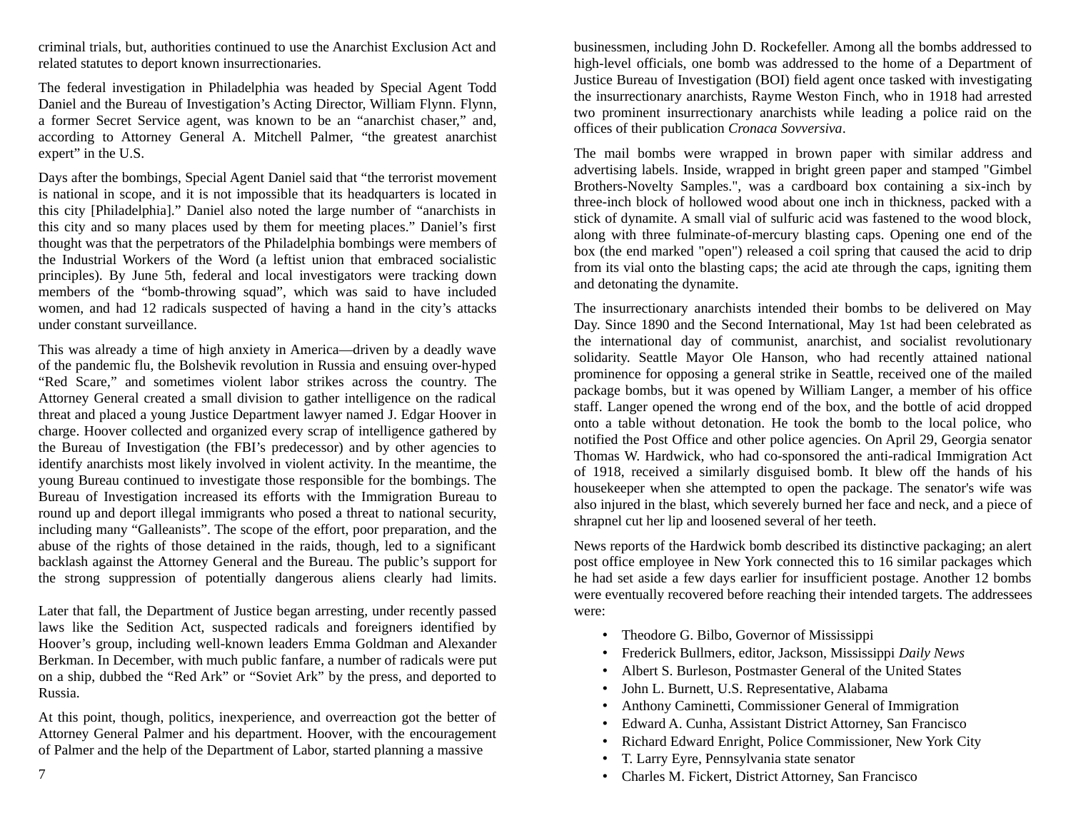criminal trials, but, authorities continued to use the Anarchist Exclusion Act and related statutes to deport known insurrectionaries.

The federal investigation in Philadelphia was headed by Special Agent Todd Daniel and the Bureau of Investigation's Acting Director, William Flynn. Flynn, a former Secret Service agent, was known to be an "anarchist chaser," and, according to Attorney General A. Mitchell Palmer, "the greatest anarchist expert" in the U.S.

Days after the bombings, Special Agent Daniel said that "the terrorist movement is national in scope, and it is not impossible that its headquarters is located in this city [Philadelphia]." Daniel also noted the large number of "anarchists in this city and so many places used by them for meeting places." Daniel's first thought was that the perpetrators of the Philadelphia bombings were members of the Industrial Workers of the Word (a leftist union that embraced socialistic principles). By June 5th, federal and local investigators were tracking down members of the "bomb-throwing squad", which was said to have included women, and had 12 radicals suspected of having a hand in the city's attacks under constant surveillance.

This was already a time of high anxiety in America—driven by a deadly wave of the pandemic flu, the Bolshevik revolution in Russia and ensuing over-hyped "Red Scare," and sometimes violent labor strikes across the country. The Attorney General created a small division to gather intelligence on the radical threat and placed a young Justice Department lawyer named J. Edgar Hoover in charge. Hoover collected and organized every scrap of intelligence gathered by the Bureau of Investigation (the FBI's predecessor) and by other agencies to identify anarchists most likely involved in violent activity. In the meantime, the young Bureau continued to investigate those responsible for the bombings. The Bureau of Investigation increased its efforts with the Immigration Bureau to round up and deport illegal immigrants who posed a threat to national security, including many "Galleanists". The scope of the effort, poor preparation, and the abuse of the rights of those detained in the raids, though, led to a significant backlash against the Attorney General and the Bureau. The public's support for the strong suppression of potentially dangerous aliens clearly had limits.

Later that fall, the Department of Justice began arresting, under recently passed laws like the Sedition Act, suspected radicals and foreigners identified by Hoover's group, including well-known leaders Emma Goldman and Alexander Berkman. In December, with much public fanfare, a number of radicals were put on a ship, dubbed the "Red Ark" or "Soviet Ark" by the press, and deported to Russia.

At this point, though, politics, inexperience, and overreaction got the better of Attorney General Palmer and his department. Hoover, with the encouragement of Palmer and the help of the Department of Labor, started planning a massive

businessmen, including John D. Rockefeller. Among all the bombs addressed to high-level officials, one bomb was addressed to the home of a Department of Justice Bureau of Investigation (BOI) field agent once tasked with investigating the insurrectionary anarchists, Rayme Weston Finch, who in 1918 had arrested two prominent insurrectionary anarchists while leading a police raid on the offices of their publication *Cronaca Sovversiva*.

The mail bombs were wrapped in brown paper with similar address and advertising labels. Inside, wrapped in bright green paper and stamped "Gimbel Brothers-Novelty Samples.", was a cardboard box containing a six-inch by three-inch block of hollowed wood about one inch in thickness, packed with a stick of dynamite. A small vial of sulfuric acid was fastened to the wood block, along with three fulminate-of-mercury blasting caps. Opening one end of the box (the end marked "open") released a coil spring that caused the acid to drip from its vial onto the blasting caps; the acid ate through the caps, igniting them and detonating the dynamite.

The insurrectionary anarchists intended their bombs to be delivered on May Day. Since 1890 and the Second International, May 1st had been celebrated as the international day of communist, anarchist, and socialist revolutionary solidarity. Seattle Mayor Ole Hanson, who had recently attained national prominence for opposing a general strike in Seattle, received one of the mailed package bombs, but it was opened by William Langer, a member of his office staff. Langer opened the wrong end of the box, and the bottle of acid dropped onto a table without detonation. He took the bomb to the local police, who notified the Post Office and other police agencies. On April 29, Georgia senator Thomas W. Hardwick, who had co-sponsored the anti-radical Immigration Act of 1918, received a similarly disguised bomb. It blew off the hands of his housekeeper when she attempted to open the package. The senator's wife was also injured in the blast, which severely burned her face and neck, and a piece of shrapnel cut her lip and loosened several of her teeth.

News reports of the Hardwick bomb described its distinctive packaging; an alert post office employee in New York connected this to 16 similar packages which he had set aside a few days earlier for insufficient postage. Another 12 bombs were eventually recovered before reaching their intended targets. The addressees were:

- Theodore G. Bilbo, Governor of Mississippi
- Frederick Bullmers, editor, Jackson, Mississippi *Daily News*
- Albert S. Burleson, Postmaster General of the United States
- John L. Burnett, U.S. Representative, Alabama
- Anthony Caminetti, Commissioner General of Immigration
- Edward A. Cunha, Assistant District Attorney, San Francisco
- Richard Edward Enright, Police Commissioner, New York City
- T. Larry Eyre, Pennsylvania state senator
- Charles M. Fickert, District Attorney, San Francisco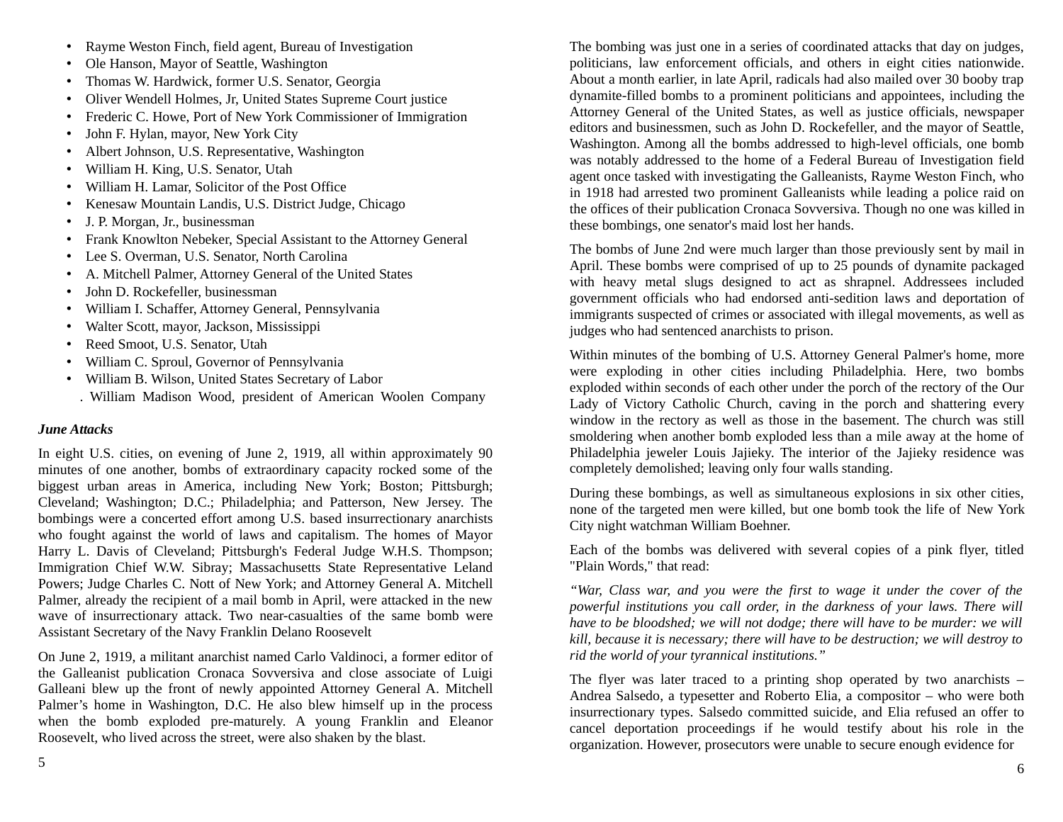- Rayme Weston Finch, field agent, Bureau of Investigation
- Ole Hanson, Mayor of Seattle, Washington
- Thomas W. Hardwick, former U.S. Senator, Georgia
- Oliver Wendell Holmes, Jr, United States Supreme Court justice
- Frederic C. Howe, Port of New York Commissioner of Immigration
- John F. Hylan, mayor, New York City
- Albert Johnson, U.S. Representative, Washington
- William H. King, U.S. Senator, Utah
- William H. Lamar, Solicitor of the Post Office
- Kenesaw Mountain Landis, U.S. District Judge, Chicago
- J. P. Morgan, Jr., businessman
- Frank Knowlton Nebeker, Special Assistant to the Attorney General
- Lee S. Overman, U.S. Senator, North Carolina
- A. Mitchell Palmer, Attorney General of the United States
- John D. Rockefeller, businessman
- William I. Schaffer, Attorney General, Pennsylvania
- Walter Scott, mayor, Jackson, Mississippi
- Reed Smoot, U.S. Senator, Utah
- William C. Sproul, Governor of Pennsylvania
- William B. Wilson, United States Secretary of Labor

. William Madison Wood, president of American Woolen Company

***June Attacks***

In eight U.S. cities, on evening of June 2, 1919, all within approximately 90 minutes of one another, bombs of extraordinary capacity rocked some of the biggest urban areas in America, including New York; Boston; Pittsburgh; Cleveland; Washington; D.C.; Philadelphia; and Patterson, New Jersey. The bombings were a concerted effort among U.S. based insurrectionary anarchists who fought against the world of laws and capitalism. The homes of Mayor Harry L. Davis of Cleveland; Pittsburgh's Federal Judge W.H.S. Thompson; Immigration Chief W.W. Sibray; Massachusetts State Representative Leland Powers; Judge Charles C. Nott of New York; and Attorney General A. Mitchell Palmer, already the recipient of a mail bomb in April, were attacked in the new wave of insurrectionary attack. Two near-casualties of the same bomb were Assistant Secretary of the Navy Franklin Delano Roosevelt

On June 2, 1919, a militant anarchist named Carlo Valdinoci, a former editor of the Galleanist publication Cronaca Sovversiva and close associate of Luigi Galleani blew up the front of newly appointed Attorney General A. Mitchell Palmer's home in Washington, D.C. He also blew himself up in the process when the bomb exploded pre-maturely. A young Franklin and Eleanor Roosevelt, who lived across the street, were also shaken by the blast.

The bombing was just one in a series of coordinated attacks that day on judges, politicians, law enforcement officials, and others in eight cities nationwide. About a month earlier, in late April, radicals had also mailed over 30 booby trap dynamite-filled bombs to a prominent politicians and appointees, including the Attorney General of the United States, as well as justice officials, newspaper editors and businessmen, such as John D. Rockefeller, and the mayor of Seattle, Washington. Among all the bombs addressed to high-level officials, one bomb was notably addressed to the home of a Federal Bureau of Investigation field agent once tasked with investigating the Galleanists, Rayme Weston Finch, who in 1918 had arrested two prominent Galleanists while leading a police raid on the offices of their publication Cronaca Sovversiva. Though no one was killed in these bombings, one senator's maid lost her hands.

The bombs of June 2nd were much larger than those previously sent by mail in April. These bombs were comprised of up to 25 pounds of dynamite packaged with heavy metal slugs designed to act as shrapnel. Addressees included government officials who had endorsed anti-sedition laws and deportation of immigrants suspected of crimes or associated with illegal movements, as well as judges who had sentenced anarchists to prison.

Within minutes of the bombing of U.S. Attorney General Palmer's home, more were exploding in other cities including Philadelphia. Here, two bombs exploded within seconds of each other under the porch of the rectory of the Our Lady of Victory Catholic Church, caving in the porch and shattering every window in the rectory as well as those in the basement. The church was still smoldering when another bomb exploded less than a mile away at the home of Philadelphia jeweler Louis Jajieky. The interior of the Jajieky residence was completely demolished; leaving only four walls standing.

During these bombings, as well as simultaneous explosions in six other cities, none of the targeted men were killed, but one bomb took the life of New York City night watchman William Boehner.

Each of the bombs was delivered with several copies of a pink flyer, titled "Plain Words," that read:

*"War, Class war, and you were the first to wage it under the cover of the powerful institutions you call order, in the darkness of your laws. There will have to be bloodshed; we will not dodge; there will have to be murder: we will kill, because it is necessary; there will have to be destruction; we will destroy to rid the world of your tyrannical institutions."*

The flyer was later traced to a printing shop operated by two anarchists – Andrea Salsedo, a typesetter and Roberto Elia, a compositor – who were both insurrectionary types. Salsedo committed suicide, and Elia refused an offer to cancel deportation proceedings if he would testify about his role in the organization. However, prosecutors were unable to secure enough evidence for